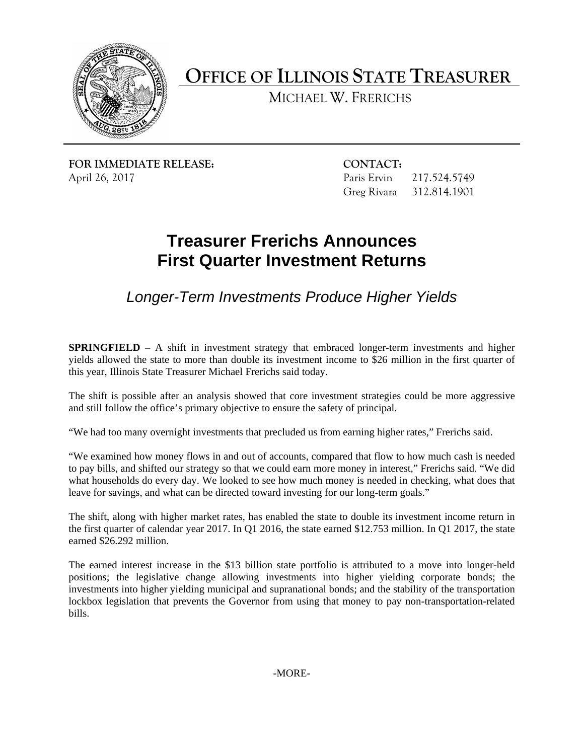# OFFICE OF ILLINOIS STATE TREASURER

MICHAEL W. FRERICHS

**FOR IMMEDIATE RELEASE:**
April 26, 2017

**CONTACT:**
Paris Ervin 217.524.5749
Greg Rivara 312.814.1901

## Treasurer Frerichs Announces First Quarter Investment Returns

### *Longer-Term Investments Produce Higher Yields*

**SPRINGFIELD** – A shift in investment strategy that embraced longer-term investments and higher yields allowed the state to more than double its investment income to $26 million in the first quarter of this year, Illinois State Treasurer Michael Frerichs said today.

The shift is possible after an analysis showed that core investment strategies could be more aggressive and still follow the office's primary objective to ensure the safety of principal.

"We had too many overnight investments that precluded us from earning higher rates," Frerichs said.

"We examined how money flows in and out of accounts, compared that flow to how much cash is needed to pay bills, and shifted our strategy so that we could earn more money in interest," Frerichs said. "We did what households do every day. We looked to see how much money is needed in checking, what does that leave for savings, and what can be directed toward investing for our long-term goals."

The shift, along with higher market rates, has enabled the state to double its investment income return in the first quarter of calendar year 2017. In Q1 2016, the state earned $12.753 million. In Q1 2017, the state earned $26.292 million.

The earned interest increase in the $13 billion state portfolio is attributed to a move into longer-held positions; the legislative change allowing investments into higher yielding corporate bonds; the investments into higher yielding municipal and supranational bonds; and the stability of the transportation lockbox legislation that prevents the Governor from using that money to pay non-transportation-related bills.

-MORE-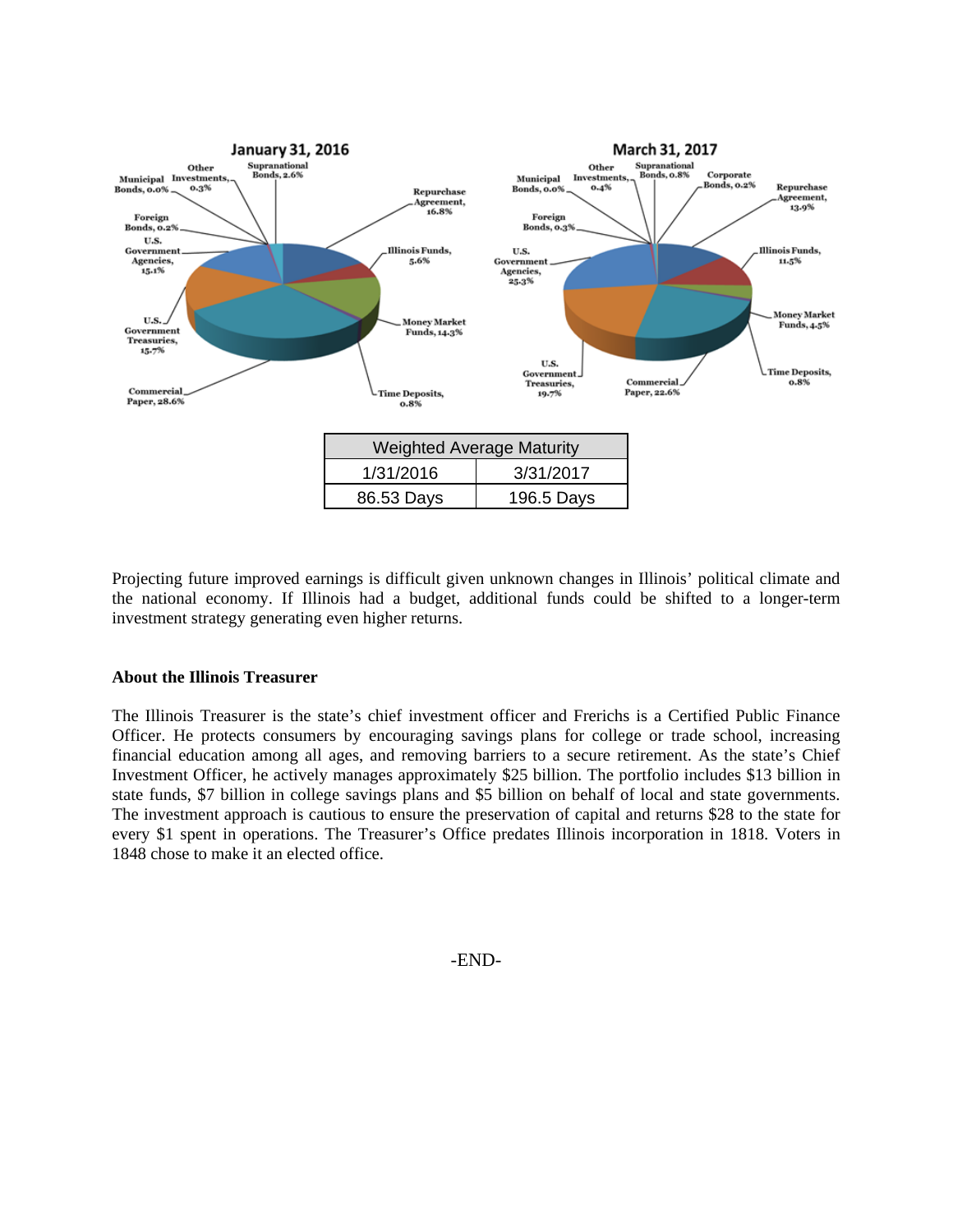January 31, 2016

Municipal Bonds, 0.0%
Other Investments, 0.3%
Supranational Bonds, 2.6%
Repurchase Agreement, 16.8%
Foreign Bonds, 0.2%
U.S. Government Agencies, 15.1%
Illinois Funds, 5.6%
U.S. Government Treasuries, 15.7%
Money Market Funds, 14.3%
Commercial Paper, 28.6%
Time Deposits, 0.8%

March 31, 2017

Municipal Bonds, 0.0%
Other Investments, 0.4%
Supranational Bonds, 0.8%
Corporate Bonds, 0.2%
Repurchase Agreement, 13.9%
Foreign Bonds, 0.3%
U.S. Government Agencies, 25.3%
Illinois Funds, 11.5%
Money Market Funds, 4.5%
Time Deposits, 0.8%
U.S. Government Treasuries, 19.7%
Commercial Paper, 22.6%

| Weighted Average Maturity | |
|---|---|
| 1/31/2016 | 3/31/2017 |
| 86.53 Days | 196.5 Days |

Projecting future improved earnings is difficult given unknown changes in Illinois' political climate and the national economy. If Illinois had a budget, additional funds could be shifted to a longer-term investment strategy generating even higher returns.

**About the Illinois Treasurer**

The Illinois Treasurer is the state's chief investment officer and Frerichs is a Certified Public Finance Officer. He protects consumers by encouraging savings plans for college or trade school, increasing financial education among all ages, and removing barriers to a secure retirement. As the state's Chief Investment Officer, he actively manages approximately $25 billion. The portfolio includes $13 billion in state funds, $7 billion in college savings plans and $5 billion on behalf of local and state governments. The investment approach is cautious to ensure the preservation of capital and returns $28 to the state for every $1 spent in operations. The Treasurer's Office predates Illinois incorporation in 1818. Voters in 1848 chose to make it an elected office.

-END-